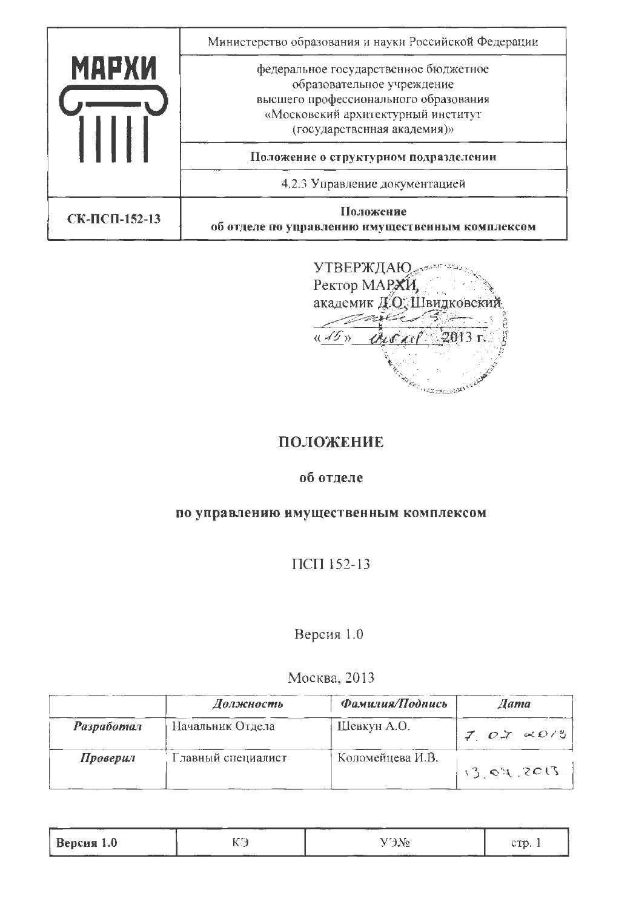| МАРХИ | Министерство образования и науки Российской Федерации |
| --- | --- |
| | федеральное государственное бюджетное образовательное учреждение высшего профессионального образования «Московский архитектурный институт (государственная академия)» |
| | **Положение о структурном подразделении** |
| | 4.2.3 Управление документацией |
| **СК-ПСП-152-13** | **Положение об отделе по управлению имущественным комплексом** |

УТВЕРЖДАЮ
Ректор МАРХИ,
академик Д.О. Швидковский
«15» июля 2013 г.

# ПОЛОЖЕНИЕ

## об отделе

## по управлению имущественным комплексом

ПСП 152-13

Версия 1.0

Москва, 2013

| | *Должность* | *Фамилия/Подпись* | *Дата* |
| --- | --- | --- | --- |
| ***Разработал*** | Начальник Отдела | Шевкун А.О. | 7.07.2013 |
| ***Проверил*** | Главный специалист | Коломейцева И.В. | 13.07.2013 |

| **Версия 1.0** | КЭ | УЭ№ | стр. 1 |
| --- | --- | --- | --- |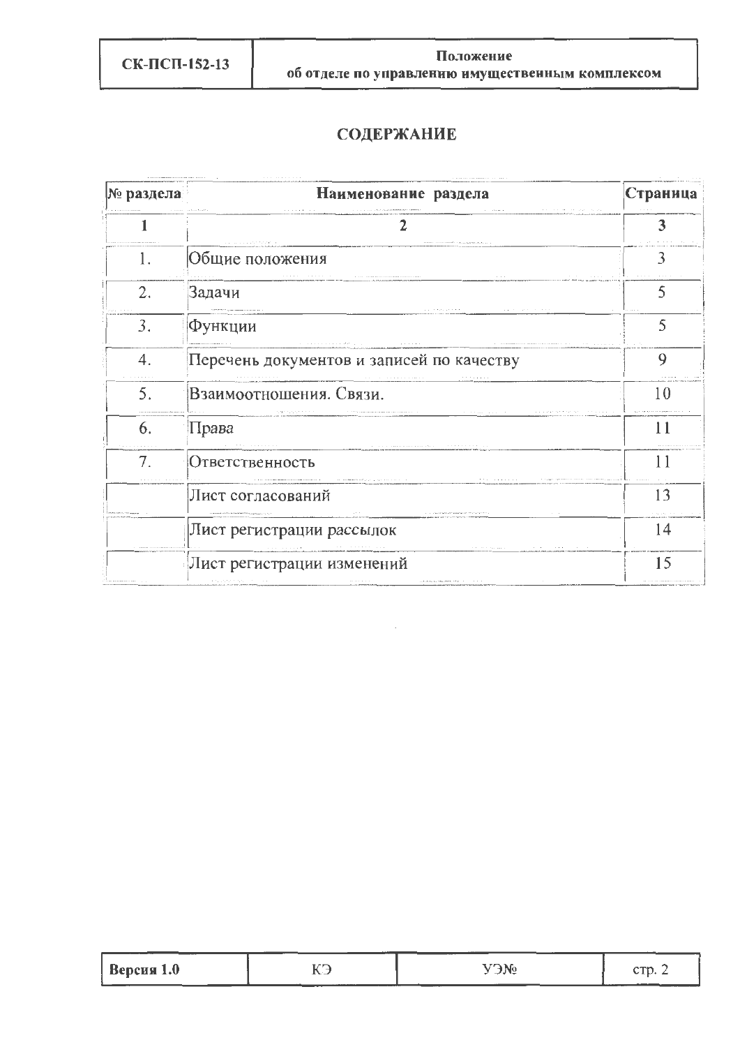# СОДЕРЖАНИЕ

| № раздела | Наименование раздела | Страница |
|---|---|---|
| 1 | 2 | 3 |
| 1. | Общие положения | 3 |
| 2. | Задачи | 5 |
| 3. | Функции | 5 |
| 4. | Перечень документов и записей по качеству | 9 |
| 5. | Взаимоотношения. Связи. | 10 |
| 6. | Права | 11 |
| 7. | Ответственность | 11 |
| | Лист согласований | 13 |
| | Лист регистрации рассылок | 14 |
| | Лист регистрации изменений | 15 |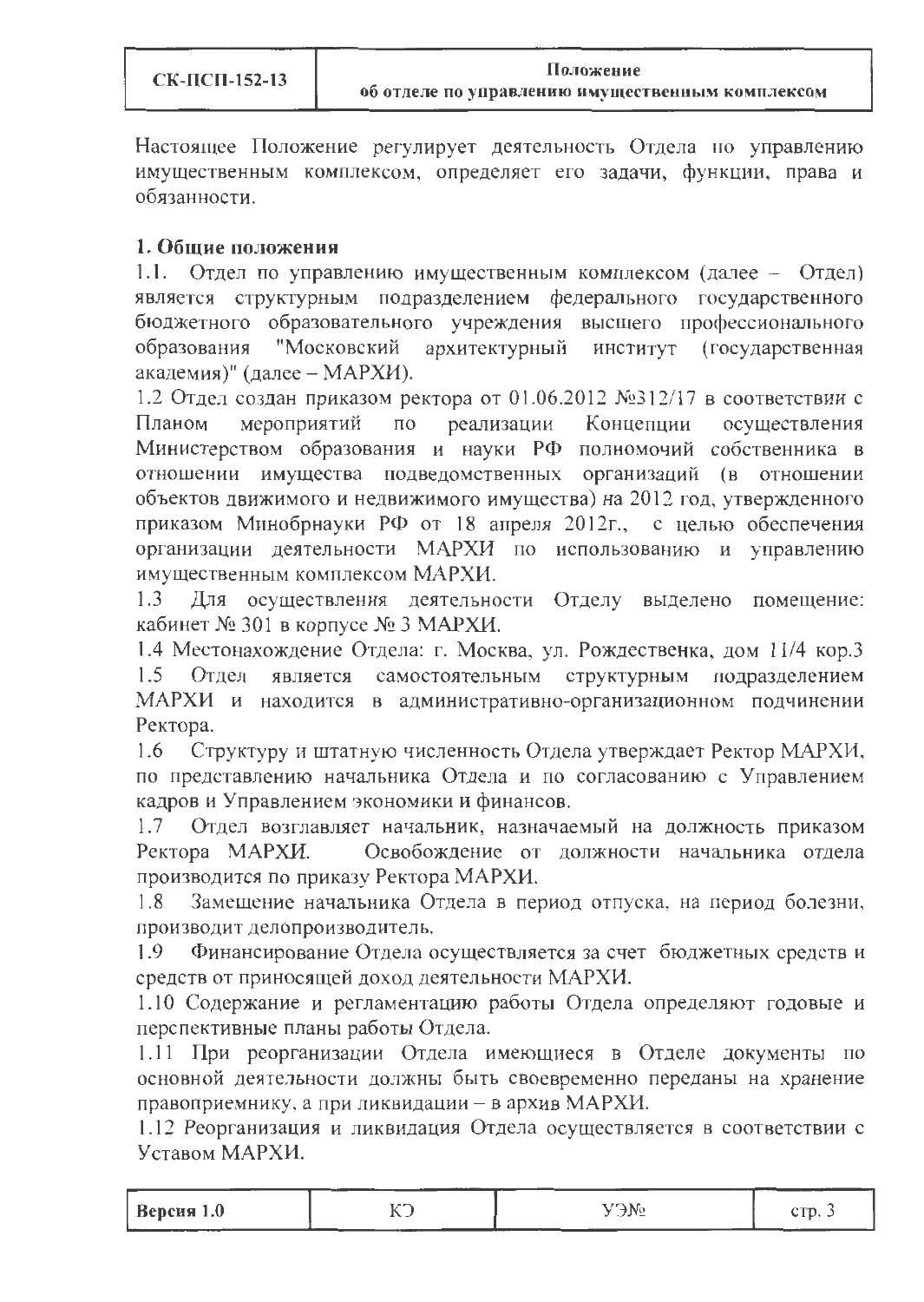Настоящее Положение регулирует деятельность Отдела по управлению имущественным комплексом, определяет его задачи, функции, права и обязанности.

## 1. Общие положения

1.1. Отдел по управлению имущественным комплексом (далее – Отдел) является структурным подразделением федерального государственного бюджетного образовательного учреждения высшего профессионального образования "Московский архитектурный институт (государственная академия)" (далее – МАРХИ).

1.2 Отдел создан приказом ректора от 01.06.2012 №312/17 в соответствии с Планом мероприятий по реализации Концепции осуществления Министерством образования и науки РФ полномочий собственника в отношении имущества подведомственных организаций (в отношении объектов движимого и недвижимого имущества) на 2012 год, утвержденного приказом Минобрнауки РФ от 18 апреля 2012г., с целью обеспечения организации деятельности МАРХИ по использованию и управлению имущественным комплексом МАРХИ.

1.3 Для осуществления деятельности Отделу выделено помещение: кабинет № 301 в корпусе № 3 МАРХИ.

1.4 Местонахождение Отдела: г. Москва, ул. Рождественка, дом 11/4 кор.3

1.5 Отдел является самостоятельным структурным подразделением МАРХИ и находится в административно-организационном подчинении Ректора.

1.6 Структуру и штатную численность Отдела утверждает Ректор МАРХИ, по представлению начальника Отдела и по согласованию с Управлением кадров и Управлением экономики и финансов.

1.7 Отдел возглавляет начальник, назначаемый на должность приказом Ректора МАРХИ. Освобождение от должности начальника отдела производится по приказу Ректора МАРХИ.

1.8 Замещение начальника Отдела в период отпуска, на период болезни, производит делопроизводитель.

1.9 Финансирование Отдела осуществляется за счет бюджетных средств и средств от приносящей доход деятельности МАРХИ.

1.10 Содержание и регламентацию работы Отдела определяют годовые и перспективные планы работы Отдела.

1.11 При реорганизации Отдела имеющиеся в Отделе документы по основной деятельности должны быть своевременно переданы на хранение правоприемнику, а при ликвидации – в архив МАРХИ.

1.12 Реорганизация и ликвидация Отдела осуществляется в соответствии с Уставом МАРХИ.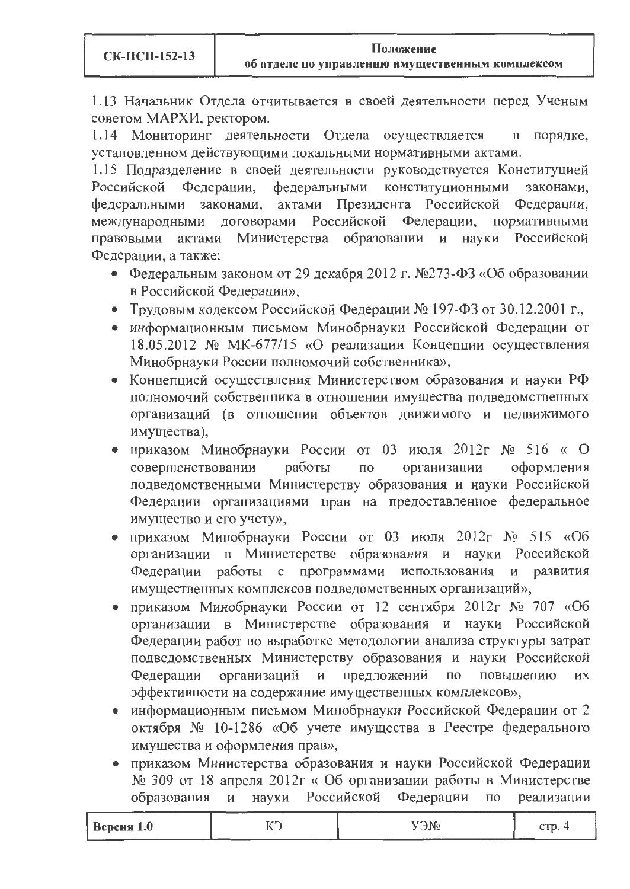1.13 Начальник Отдела отчитывается в своей деятельности перед Ученым советом МАРХИ, ректором.

1.14 Мониторинг деятельности Отдела осуществляется в порядке, установленном действующими локальными нормативными актами.

1.15 Подразделение в своей деятельности руководствуется Конституцией Российской Федерации, федеральными конституционными законами, федеральными законами, актами Президента Российской Федерации, международными договорами Российской Федерации, нормативными правовыми актами Министерства образовании и науки Российской Федерации, а также:

- Федеральным законом от 29 декабря 2012 г. №273-ФЗ «Об образовании в Российской Федерации»,
- Трудовым кодексом Российской Федерации № 197-ФЗ от 30.12.2001 г.,
- информационным письмом Минобрнауки Российской Федерации от 18.05.2012 № МК-677/15 «О реализации Концепции осуществления Минобрнауки России полномочий собственника»,
- Концепцией осуществления Министерством образования и науки РФ полномочий собственника в отношении имущества подведомственных организаций (в отношении объектов движимого и недвижимого имущества),
- приказом Минобрнауки России от 03 июля 2012г № 516 « О совершенствовании работы по организации оформления подведомственными Министерству образования и науки Российской Федерации организациями прав на предоставленное федеральное имущество и его учету»,
- приказом Минобрнауки России от 03 июля 2012г № 515 «Об организации в Министерстве образования и науки Российской Федерации работы с программами использования и развития имущественных комплексов подведомственных организаций»,
- приказом Минобрнауки России от 12 сентября 2012г № 707 «Об организации в Министерстве образования и науки Российской Федерации работ по выработке методологии анализа структуры затрат подведомственных Министерству образования и науки Российской Федерации организаций и предложений по повышению их эффективности на содержание имущественных комплексов»,
- информационным письмом Минобрнауки Российской Федерации от 2 октября № 10-1286 «Об учете имущества в Реестре федерального имущества и оформления прав»,
- приказом Министерства образования и науки Российской Федерации № 309 от 18 апреля 2012г « Об организации работы в Министерстве образования и науки Российской Федерации по реализации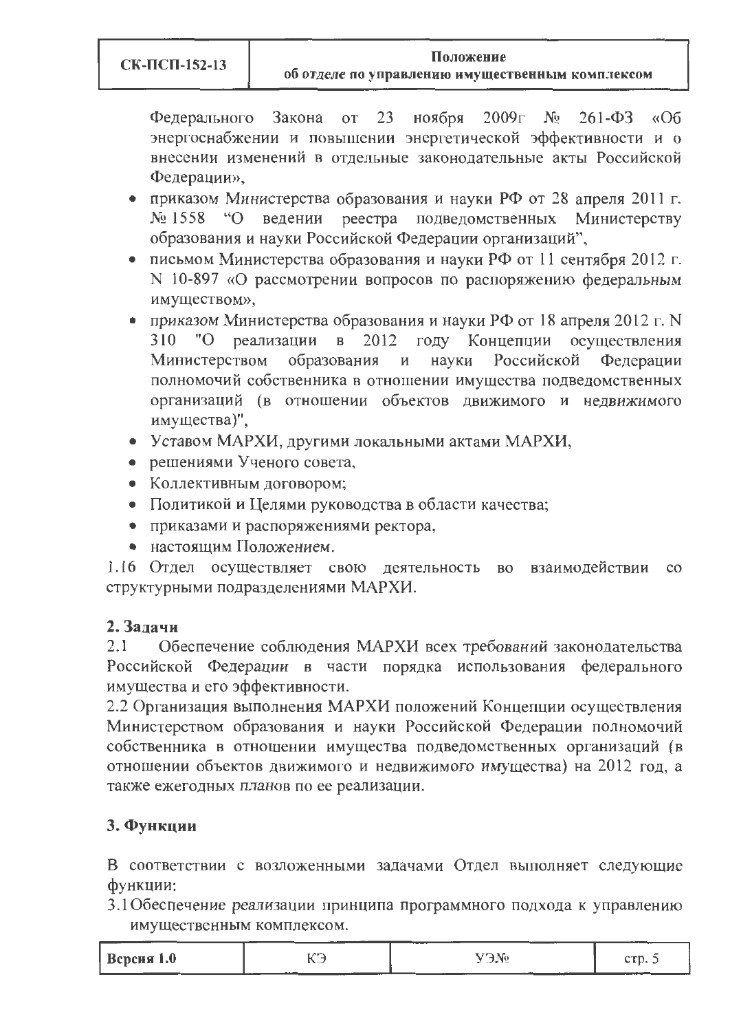Федерального Закона от 23 ноября 2009г № 261-ФЗ «Об энергоснабжении и повышении энергетической эффективности и о внесении изменений в отдельные законодательные акты Российской Федерации»,

- приказом Министерства образования и науки РФ от 28 апреля 2011 г. № 1558 "О ведении реестра подведомственных Министерству образования и науки Российской Федерации организаций",
- письмом Министерства образования и науки РФ от 11 сентября 2012 г. N 10-897 «О рассмотрении вопросов по распоряжению федеральным имуществом»,
- приказом Министерства образования и науки РФ от 18 апреля 2012 г. N 310 "О реализации в 2012 году Концепции осуществления Министерством образования и науки Российской Федерации полномочий собственника в отношении имущества подведомственных организаций (в отношении объектов движимого и недвижимого имущества)",
- Уставом МАРХИ, другими локальными актами МАРХИ,
- решениями Ученого совета,
- Коллективным договором;
- Политикой и Целями руководства в области качества;
- приказами и распоряжениями ректора,
- настоящим Положением.

1.16 Отдел осуществляет свою деятельность во взаимодействии со структурными подразделениями МАРХИ.

## 2. Задачи

2.1 Обеспечение соблюдения МАРХИ всех требований законодательства Российской Федерации в части порядка использования федерального имущества и его эффективности.

2.2 Организация выполнения МАРХИ положений Концепции осуществления Министерством образования и науки Российской Федерации полномочий собственника в отношении имущества подведомственных организаций (в отношении объектов движимого и недвижимого имущества) на 2012 год, а также ежегодных планов по ее реализации.

## 3. Функции

В соответствии с возложенными задачами Отдел выполняет следующие функции:

3.1 Обеспечение реализации принципа программного подхода к управлению имущественным комплексом.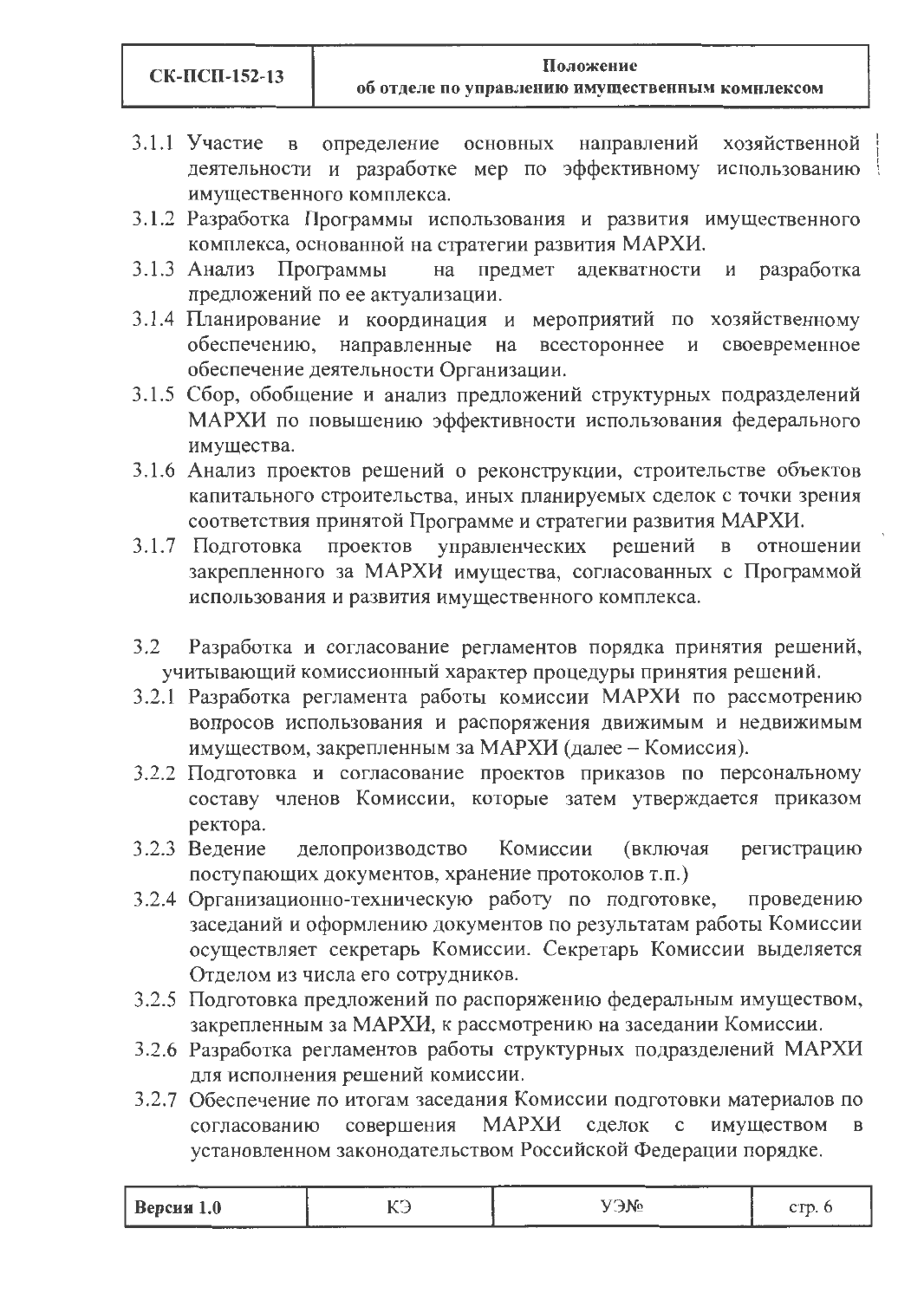3.1.1 Участие в определение основных направлений хозяйственной деятельности и разработке мер по эффективному использованию имущественного комплекса.

3.1.2 Разработка Программы использования и развития имущественного комплекса, основанной на стратегии развития МАРХИ.

3.1.3 Анализ Программы на предмет адекватности и разработка предложений по ее актуализации.

3.1.4 Планирование и координация и мероприятий по хозяйственному обеспечению, направленные на всестороннее и своевременное обеспечение деятельности Организации.

3.1.5 Сбор, обобщение и анализ предложений структурных подразделений МАРХИ по повышению эффективности использования федерального имущества.

3.1.6 Анализ проектов решений о реконструкции, строительстве объектов капитального строительства, иных планируемых сделок с точки зрения соответствия принятой Программе и стратегии развития МАРХИ.

3.1.7 Подготовка проектов управленческих решений в отношении закрепленного за МАРХИ имущества, согласованных с Программой использования и развития имущественного комплекса.

3.2 Разработка и согласование регламентов порядка принятия решений, учитывающий комиссионный характер процедуры принятия решений.

3.2.1 Разработка регламента работы комиссии МАРХИ по рассмотрению вопросов использования и распоряжения движимым и недвижимым имуществом, закрепленным за МАРХИ (далее – Комиссия).

3.2.2 Подготовка и согласование проектов приказов по персональному составу членов Комиссии, которые затем утверждается приказом ректора.

3.2.3 Ведение делопроизводство Комиссии (включая регистрацию поступающих документов, хранение протоколов т.п.)

3.2.4 Организационно-техническую работу по подготовке, проведению заседаний и оформлению документов по результатам работы Комиссии осуществляет секретарь Комиссии. Секретарь Комиссии выделяется Отделом из числа его сотрудников.

3.2.5 Подготовка предложений по распоряжению федеральным имуществом, закрепленным за МАРХИ, к рассмотрению на заседании Комиссии.

3.2.6 Разработка регламентов работы структурных подразделений МАРХИ для исполнения решений комиссии.

3.2.7 Обеспечение по итогам заседания Комиссии подготовки материалов по согласованию совершения МАРХИ сделок с имуществом в установленном законодательством Российской Федерации порядке.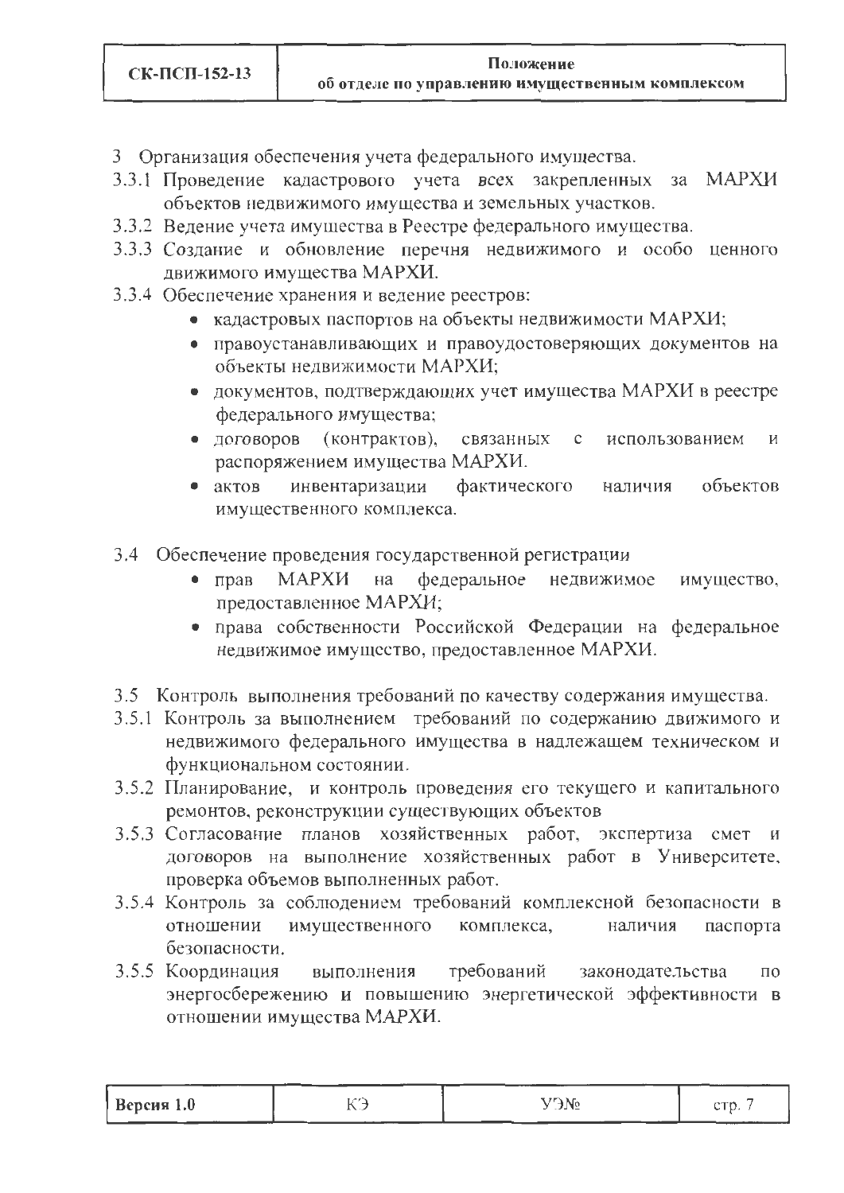3 Организация обеспечения учета федерального имущества.

3.3.1 Проведение кадастрового учета всех закрепленных за МАРХИ объектов недвижимого имущества и земельных участков.

3.3.2 Ведение учета имущества в Реестре федерального имущества.

3.3.3 Создание и обновление перечня недвижимого и особо ценного движимого имущества МАРХИ.

3.3.4 Обеспечение хранения и ведение реестров:

- кадастровых паспортов на объекты недвижимости МАРХИ;
- правоустанавливающих и правоудостоверяющих документов на объекты недвижимости МАРХИ;
- документов, подтверждающих учет имущества МАРХИ в реестре федерального имущества;
- договоров (контрактов), связанных с использованием и распоряжением имущества МАРХИ.
- актов инвентаризации фактического наличия объектов имущественного комплекса.

3.4 Обеспечение проведения государственной регистрации

- прав МАРХИ на федеральное недвижимое имущество, предоставленное МАРХИ;
- права собственности Российской Федерации на федеральное недвижимое имущество, предоставленное МАРХИ.

3.5 Контроль выполнения требований по качеству содержания имущества.

3.5.1 Контроль за выполнением требований по содержанию движимого и недвижимого федерального имущества в надлежащем техническом и функциональном состоянии.

3.5.2 Планирование, и контроль проведения его текущего и капитального ремонтов, реконструкции существующих объектов

3.5.3 Согласование планов хозяйственных работ, экспертиза смет и договоров на выполнение хозяйственных работ в Университете, проверка объемов выполненных работ.

3.5.4 Контроль за соблюдением требований комплексной безопасности в отношении имущественного комплекса, наличия паспорта безопасности.

3.5.5 Координация выполнения требований законодательства по энергосбережению и повышению энергетической эффективности в отношении имущества МАРХИ.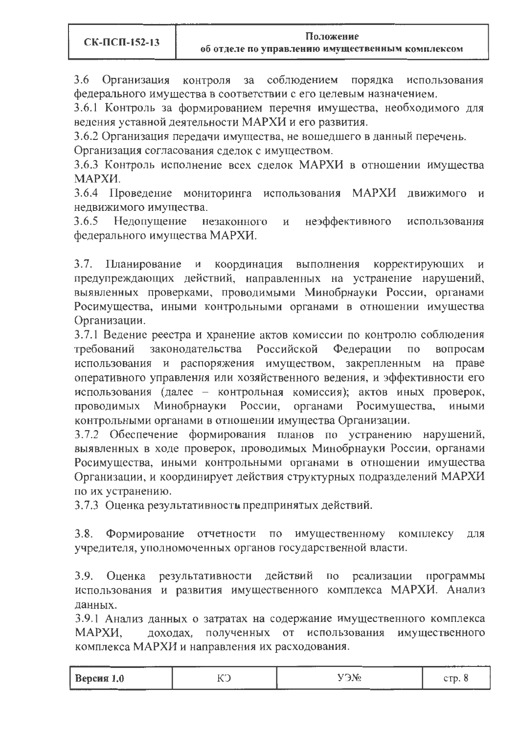3.6 Организация контроля за соблюдением порядка использования федерального имущества в соответствии с его целевым назначением.

3.6.1 Контроль за формированием перечня имущества, необходимого для ведения уставной деятельности МАРХИ и его развития.

3.6.2 Организация передачи имущества, не вошедшего в данный перечень. Организация согласования сделок с имуществом.

3.6.3 Контроль исполнение всех сделок МАРХИ в отношении имущества МАРХИ.

3.6.4 Проведение мониторинга использования МАРХИ движимого и недвижимого имущества.

3.6.5 Недопущение незаконного и неэффективного использования федерального имущества МАРХИ.

3.7. Планирование и координация выполнения корректирующих и предупреждающих действий, направленных на устранение нарушений, выявленных проверками, проводимыми Минобрнауки России, органами Росимущества, иными контрольными органами в отношении имущества Организации.

3.7.1 Ведение реестра и хранение актов комиссии по контролю соблюдения требований законодательства Российской Федерации по вопросам использования и распоряжения имуществом, закрепленным на праве оперативного управления или хозяйственного ведения, и эффективности его использования (далее – контрольная комиссия); актов иных проверок, проводимых Минобрнауки России, органами Росимущества, иными контрольными органами в отношении имущества Организации.

3.7.2 Обеспечение формирования планов по устранению нарушений, выявленных в ходе проверок, проводимых Минобрнауки России, органами Росимущества, иными контрольными органами в отношении имущества Организации, и координирует действия структурных подразделений МАРХИ по их устранению.

3.7.3 Оценка результативностьı предпринятых действий.

3.8. Формирование отчетности по имущественному комплексу для учредителя, уполномоченных органов государственной власти.

3.9. Оценка результативности действий по реализации программы использования и развития имущественного комплекса МАРХИ. Анализ данных.

3.9.1 Анализ данных о затратах на содержание имущественного комплекса МАРХИ, доходах, полученных от использования имущественного комплекса МАРХИ и направления их расходования.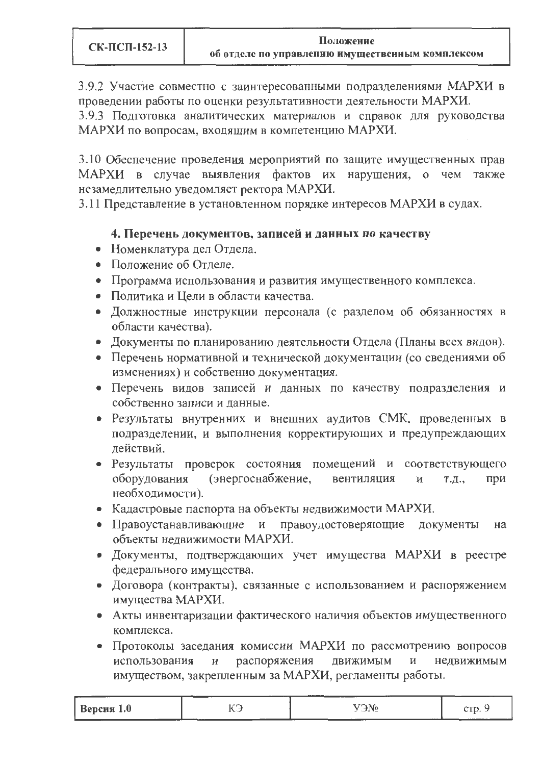3.9.2 Участие совместно с заинтересованными подразделениями МАРХИ в проведении работы по оценки результативности деятельности МАРХИ.
3.9.3 Подготовка аналитических материалов и справок для руководства МАРХИ по вопросам, входящим в компетенцию МАРХИ.

3.10 Обеспечение проведения мероприятий по защите имущественных прав МАРХИ в случае выявления фактов их нарушения, о чем также незамедлительно уведомляет ректора МАРХИ.
3.11 Представление в установленном порядке интересов МАРХИ в судах.

## 4. Перечень документов, записей и данных по качеству

- Номенклатура дел Отдела.
- Положение об Отделе.
- Программа использования и развития имущественного комплекса.
- Политика и Цели в области качества.
- Должностные инструкции персонала (с разделом об обязанностях в области качества).
- Документы по планированию деятельности Отдела (Планы всех видов).
- Перечень нормативной и технической документации (со сведениями об изменениях) и собственно документация.
- Перечень видов записей и данных по качеству подразделения и собственно записи и данные.
- Результаты внутренних и внешних аудитов СМК, проведенных в подразделении, и выполнения корректирующих и предупреждающих действий.
- Результаты проверок состояния помещений и соответствующего оборудования (энергоснабжение, вентиляция и т.д., при необходимости).
- Кадастровые паспорта на объекты недвижимости МАРХИ.
- Правоустанавливающие и правоудостоверяющие документы на объекты недвижимости МАРХИ.
- Документы, подтверждающих учет имущества МАРХИ в реестре федерального имущества.
- Договора (контракты), связанные с использованием и распоряжением имущества МАРХИ.
- Акты инвентаризации фактического наличия объектов имущественного комплекса.
- Протоколы заседания комиссии МАРХИ по рассмотрению вопросов использования и распоряжения движимым и недвижимым имуществом, закрепленным за МАРХИ, регламенты работы.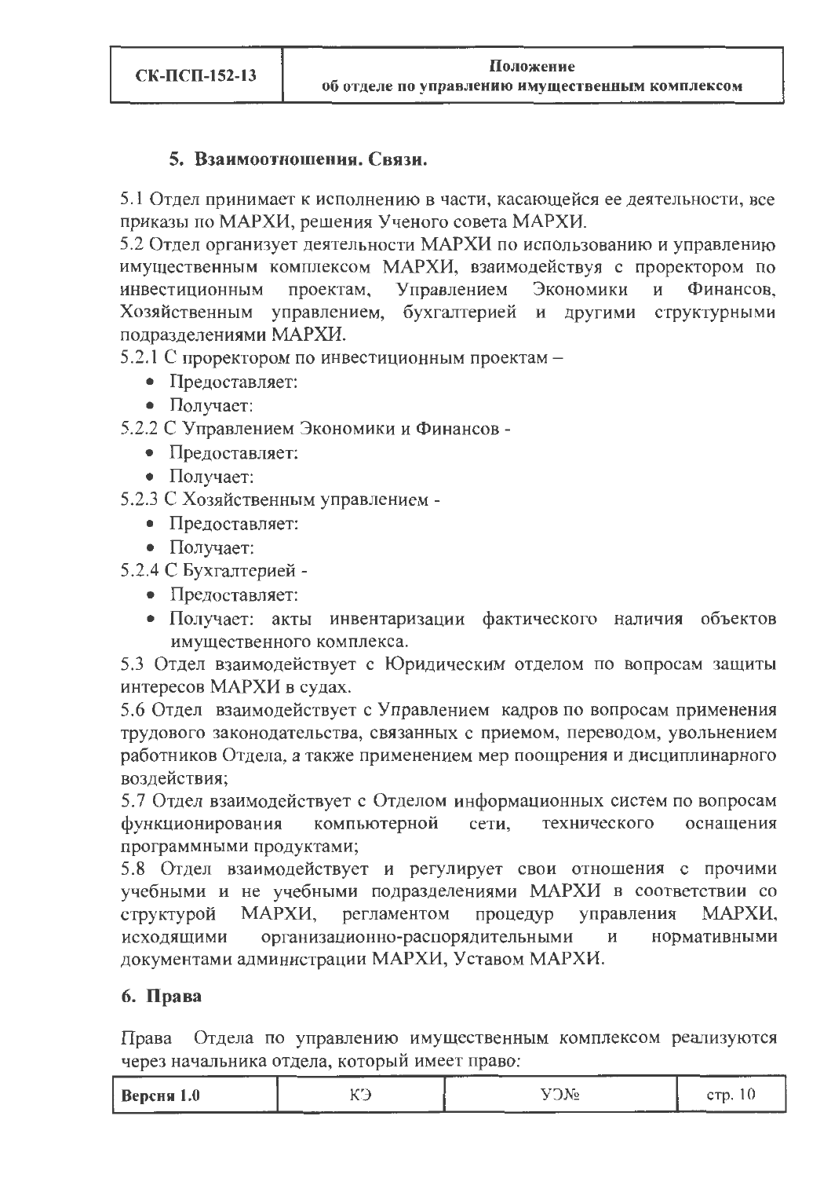## 5. Взаимоотношения. Связи.

5.1 Отдел принимает к исполнению в части, касающейся ее деятельности, все приказы по МАРХИ, решения Ученого совета МАРХИ.

5.2 Отдел организует деятельности МАРХИ по использованию и управлению имущественным комплексом МАРХИ, взаимодействуя с проректором по инвестиционным проектам, Управлением Экономики и Финансов, Хозяйственным управлением, бухгалтерией и другими структурными подразделениями МАРХИ.

5.2.1 С проректором по инвестиционным проектам –

- Предоставляет:
- Получает:

5.2.2 С Управлением Экономики и Финансов -

- Предоставляет:
- Получает:

5.2.3 С Хозяйственным управлением -

- Предоставляет:
- Получает:

5.2.4 С Бухгалтерией -

- Предоставляет:
- Получает: акты инвентаризации фактического наличия объектов имущественного комплекса.

5.3 Отдел взаимодействует с Юридическим отделом по вопросам защиты интересов МАРХИ в судах.

5.6 Отдел взаимодействует с Управлением кадров по вопросам применения трудового законодательства, связанных с приемом, переводом, увольнением работников Отдела, а также применением мер поощрения и дисциплинарного воздействия;

5.7 Отдел взаимодействует с Отделом информационных систем по вопросам функционирования компьютерной сети, технического оснащения программными продуктами;

5.8 Отдел взаимодействует и регулирует свои отношения с прочими учебными и не учебными подразделениями МАРХИ в соответствии со структурой МАРХИ, регламентом процедур управления МАРХИ, исходящими организационно-распорядительными и нормативными документами администрации МАРХИ, Уставом МАРХИ.

## 6. Права

Права Отдела по управлению имущественным комплексом реализуются через начальника отдела, который имеет право: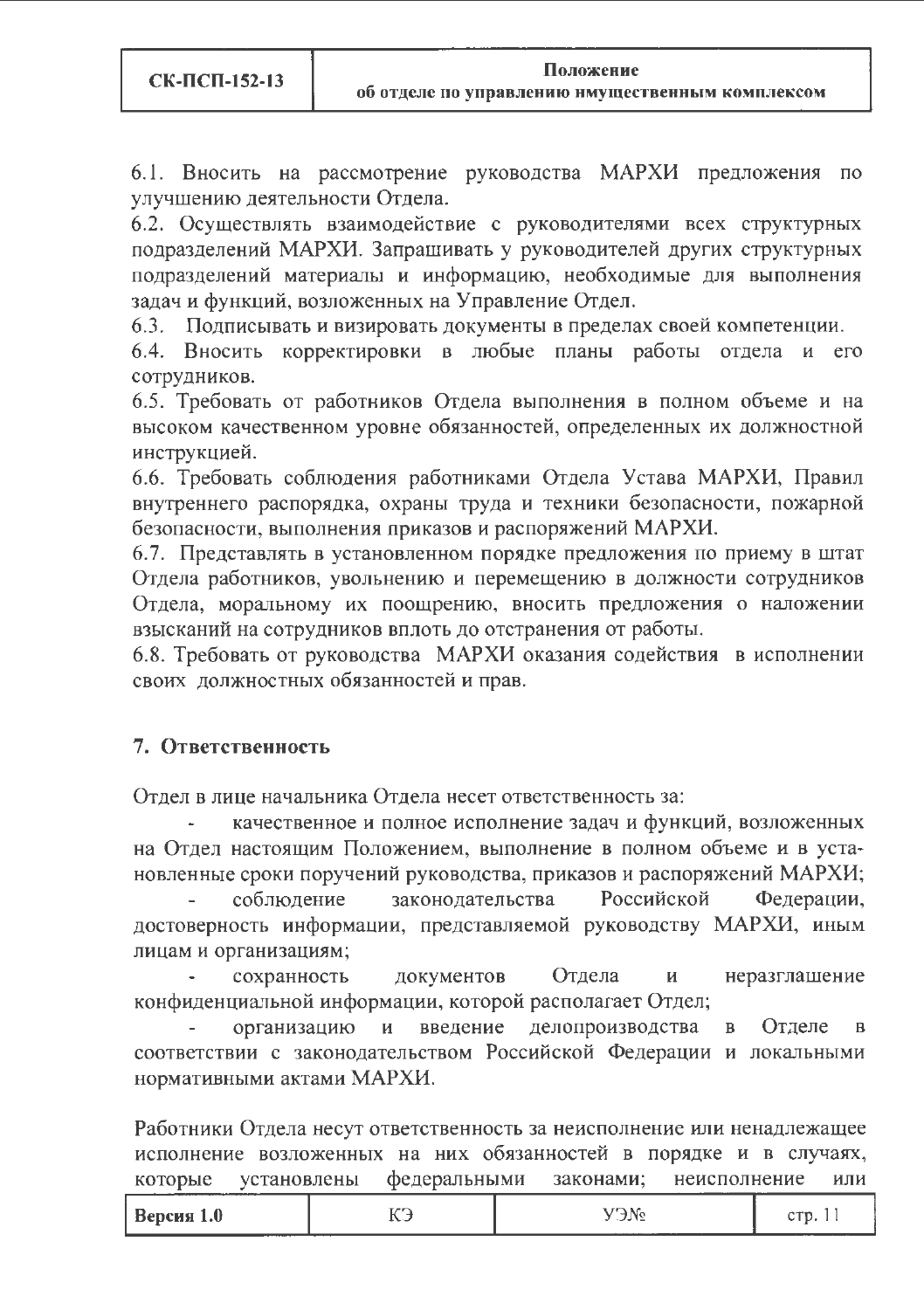6.1. Вносить на рассмотрение руководства МАРХИ предложения по улучшению деятельности Отдела.

6.2. Осуществлять взаимодействие с руководителями всех структурных подразделений МАРХИ. Запрашивать у руководителей других структурных подразделений материалы и информацию, необходимые для выполнения задач и функций, возложенных на Управление Отдел.

6.3. Подписывать и визировать документы в пределах своей компетенции.

6.4. Вносить корректировки в любые планы работы отдела и его сотрудников.

6.5. Требовать от работников Отдела выполнения в полном объеме и на высоком качественном уровне обязанностей, определенных их должностной инструкцией.

6.6. Требовать соблюдения работниками Отдела Устава МАРХИ, Правил внутреннего распорядка, охраны труда и техники безопасности, пожарной безопасности, выполнения приказов и распоряжений МАРХИ.

6.7. Представлять в установленном порядке предложения по приему в штат Отдела работников, увольнению и перемещению в должности сотрудников Отдела, моральному их поощрению, вносить предложения о наложении взысканий на сотрудников вплоть до отстранения от работы.

6.8. Требовать от руководства МАРХИ оказания содействия в исполнении своих должностных обязанностей и прав.

## 7. Ответственность

Отдел в лице начальника Отдела несет ответственность за:

- качественное и полное исполнение задач и функций, возложенных на Отдел настоящим Положением, выполнение в полном объеме и в установленные сроки поручений руководства, приказов и распоряжений МАРХИ;
- соблюдение законодательства Российской Федерации, достоверность информации, представляемой руководству МАРХИ, иным лицам и организациям;
- сохранность документов Отдела и неразглашение конфиденциальной информации, которой располагает Отдел;
- организацию и введение делопроизводства в Отделе в соответствии с законодательством Российской Федерации и локальными нормативными актами МАРХИ.

Работники Отдела несут ответственность за неисполнение или ненадлежащее исполнение возложенных на них обязанностей в порядке и в случаях, которые установлены федеральными законами; неисполнение или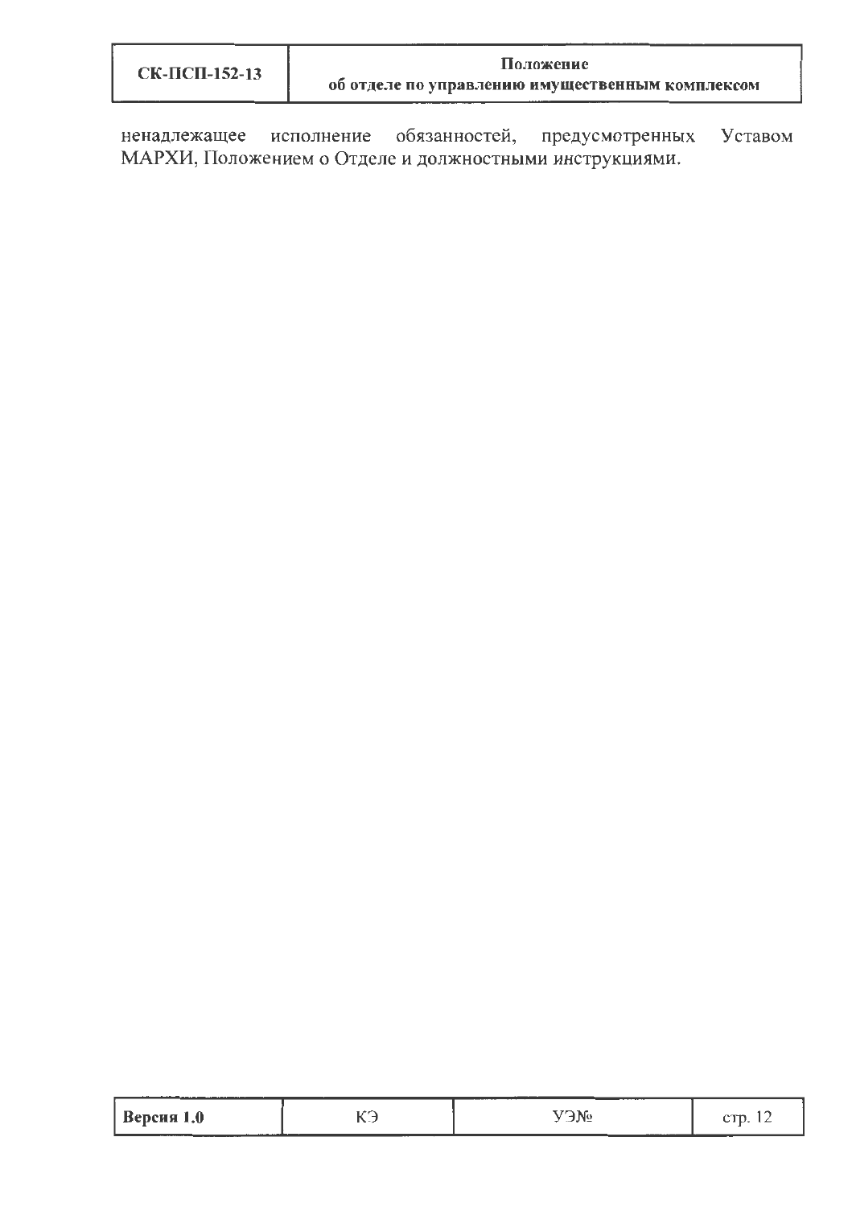ненадлежащее исполнение обязанностей, предусмотренных Уставом МАРХИ, Положением о Отделе и должностными инструкциями.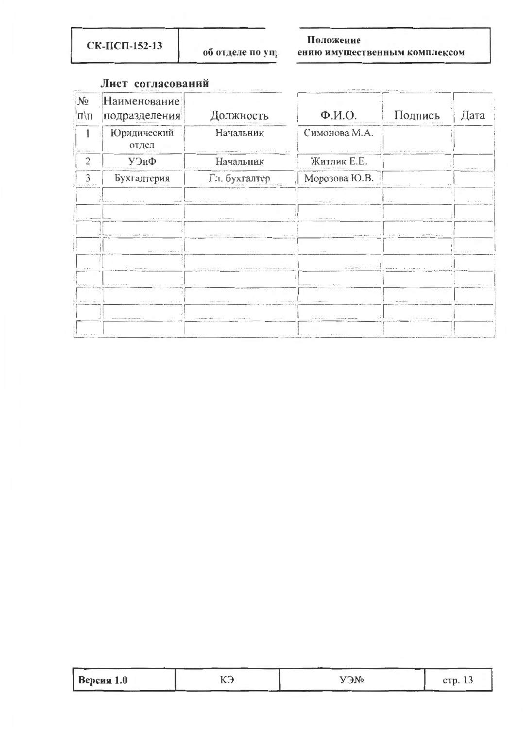## Лист согласований

| № п\п | Наименование подразделения | Должность | Ф.И.О. | Подпись | Дата |
|---|---|---|---|---|---|
| 1 | Юридический отдел | Начальник | Симонова М.А. | | |
| 2 | УЭиФ | Начальник | Житник Е.Е. | | |
| 3 | Бухгалтерия | Гл. бухгалтер | Морозова Ю.В. | | |
| | | | | | |
| | | | | | |
| | | | | | |
| | | | | | |
| | | | | | |
| | | | | | |
| | | | | | |
| | | | | | |
| | | | | | |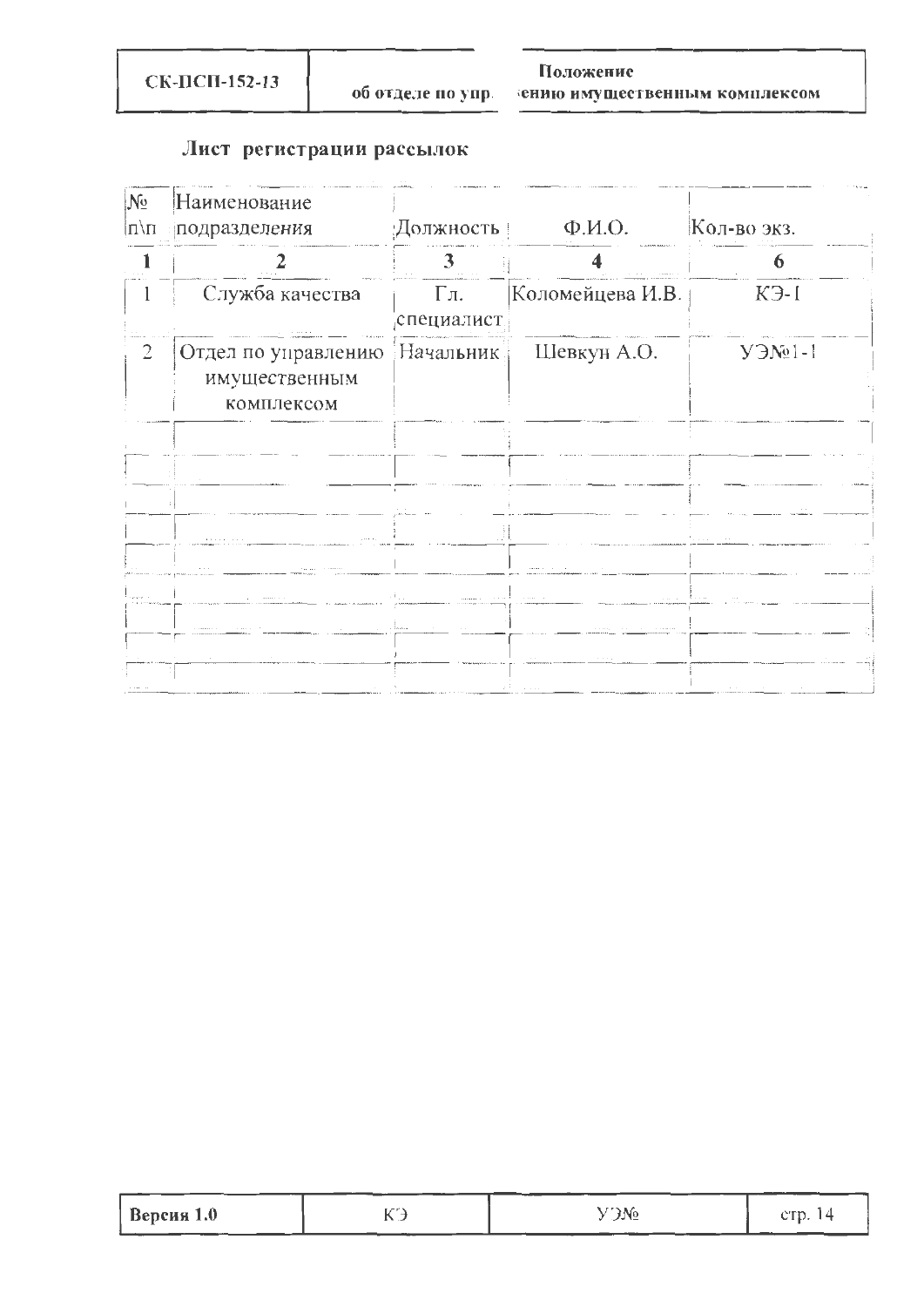## Лист регистрации рассылок

| № п\п | Наименование подразделения | Должность | Ф.И.О. | Кол-во экз. |
|---|---|---|---|---|
| 1 | 2 | 3 | 4 | 6 |
| 1 | Служба качества | Гл. специалист | Коломейцева И.В. | КЭ-1 |
| 2 | Отдел по управлению имущественным комплексом | Начальник | Шевкун А.О. | УЭ№1-1 |
| | | | | |
| | | | | |
| | | | | |
| | | | | |
| | | | | |
| | | | | |
| | | | | |
| | | | | |
| | | | | |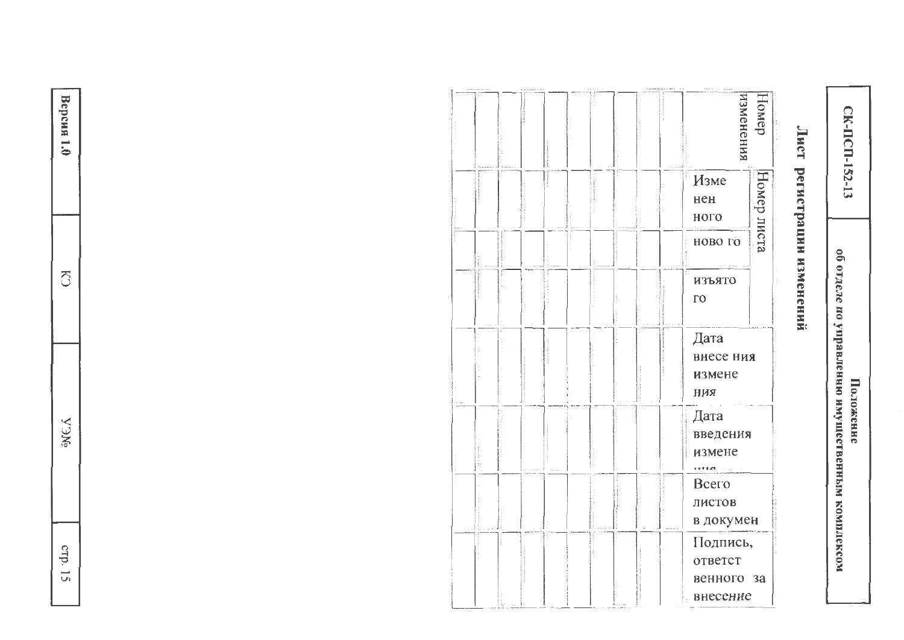# Лист регистрации изменений

| Номер изменения | Номер листа | | | Дата внесения изменения | Дата введения изменения | Всего листов в документ | Подпись, ответственного за внесение |
|---|---|---|---|---|---|---|---|
| | Измененного | нового | изъятого | | | | |
| | | | | | | | |
| | | | | | | | |
| | | | | | | | |
| | | | | | | | |
| | | | | | | | |
| | | | | | | | |
| | | | | | | | |
| | | | | | | | |
| | | | | | | | |